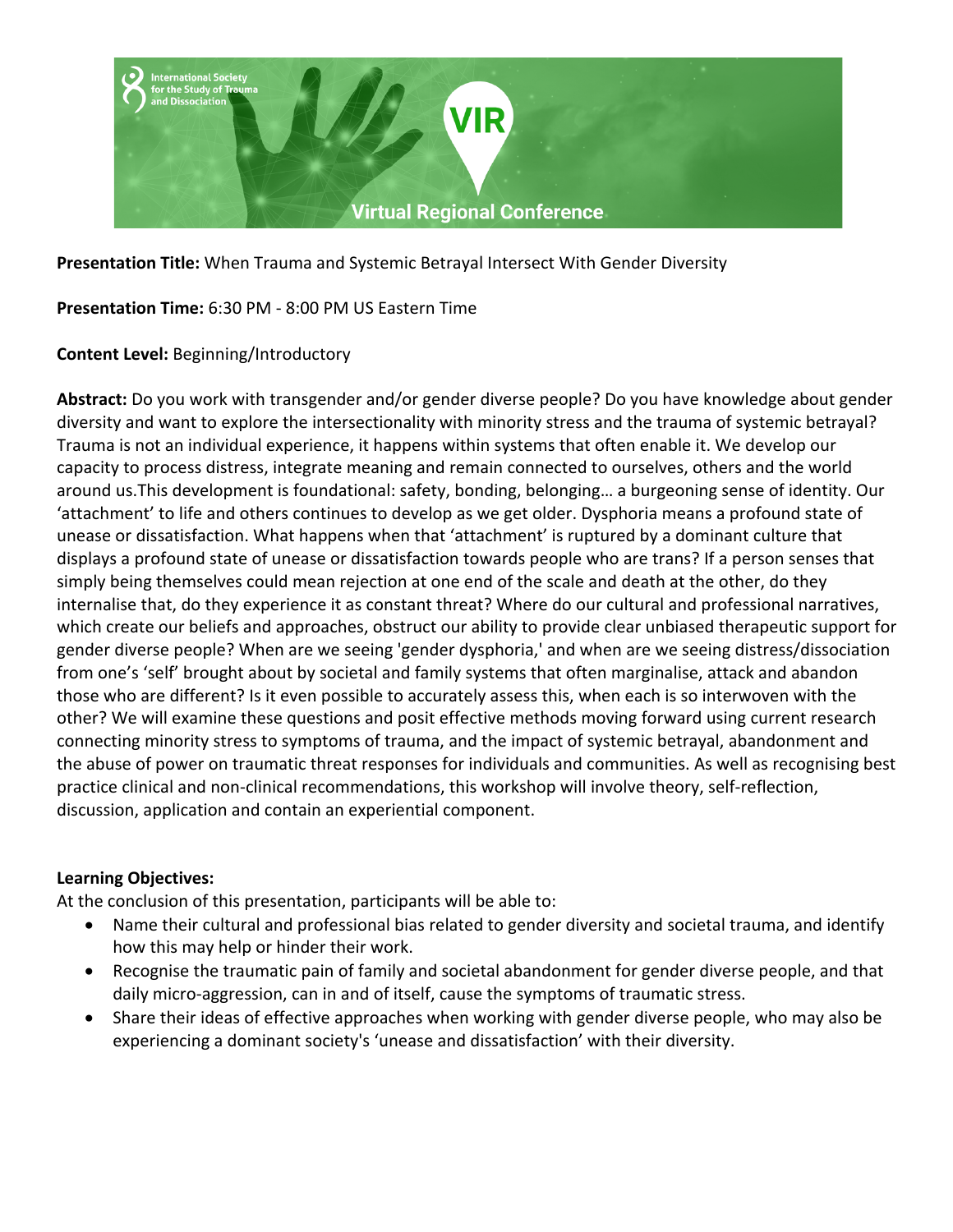**Presentation Title:** When Trauma and Systemic Betrayal Intersect With Gender Diversity

**Presentation Time:** 6:30 PM - 8:00 PM US Eastern Time

**Content Level:** Beginning/Introductory

**Abstract:** Do you work with transgender and/or gender diverse people? Do you have knowledge about gender diversity and want to explore the intersectionality with minority stress and the trauma of systemic betrayal? Trauma is not an individual experience, it happens within systems that often enable it. We develop our capacity to process distress, integrate meaning and remain connected to ourselves, others and the world around us.This development is foundational: safety, bonding, belonging… a burgeoning sense of identity. Our 'attachment' to life and others continues to develop as we get older. Dysphoria means a profound state of unease or dissatisfaction. What happens when that 'attachment' is ruptured by a dominant culture that displays a profound state of unease or dissatisfaction towards people who are trans? If a person senses that simply being themselves could mean rejection at one end of the scale and death at the other, do they internalise that, do they experience it as constant threat? Where do our cultural and professional narratives, which create our beliefs and approaches, obstruct our ability to provide clear unbiased therapeutic support for gender diverse people? When are we seeing 'gender dysphoria,' and when are we seeing distress/dissociation from one's 'self' brought about by societal and family systems that often marginalise, attack and abandon those who are different? Is it even possible to accurately assess this, when each is so interwoven with the other? We will examine these questions and posit effective methods moving forward using current research connecting minority stress to symptoms of trauma, and the impact of systemic betrayal, abandonment and the abuse of power on traumatic threat responses for individuals and communities. As well as recognising best practice clinical and non-clinical recommendations, this workshop will involve theory, self-reflection, discussion, application and contain an experiential component.

**Learning Objectives:**

At the conclusion of this presentation, participants will be able to:

- Name their cultural and professional bias related to gender diversity and societal trauma, and identify how this may help or hinder their work.
- Recognise the traumatic pain of family and societal abandonment for gender diverse people, and that daily micro-aggression, can in and of itself, cause the symptoms of traumatic stress.
- Share their ideas of effective approaches when working with gender diverse people, who may also be experiencing a dominant society's 'unease and dissatisfaction' with their diversity.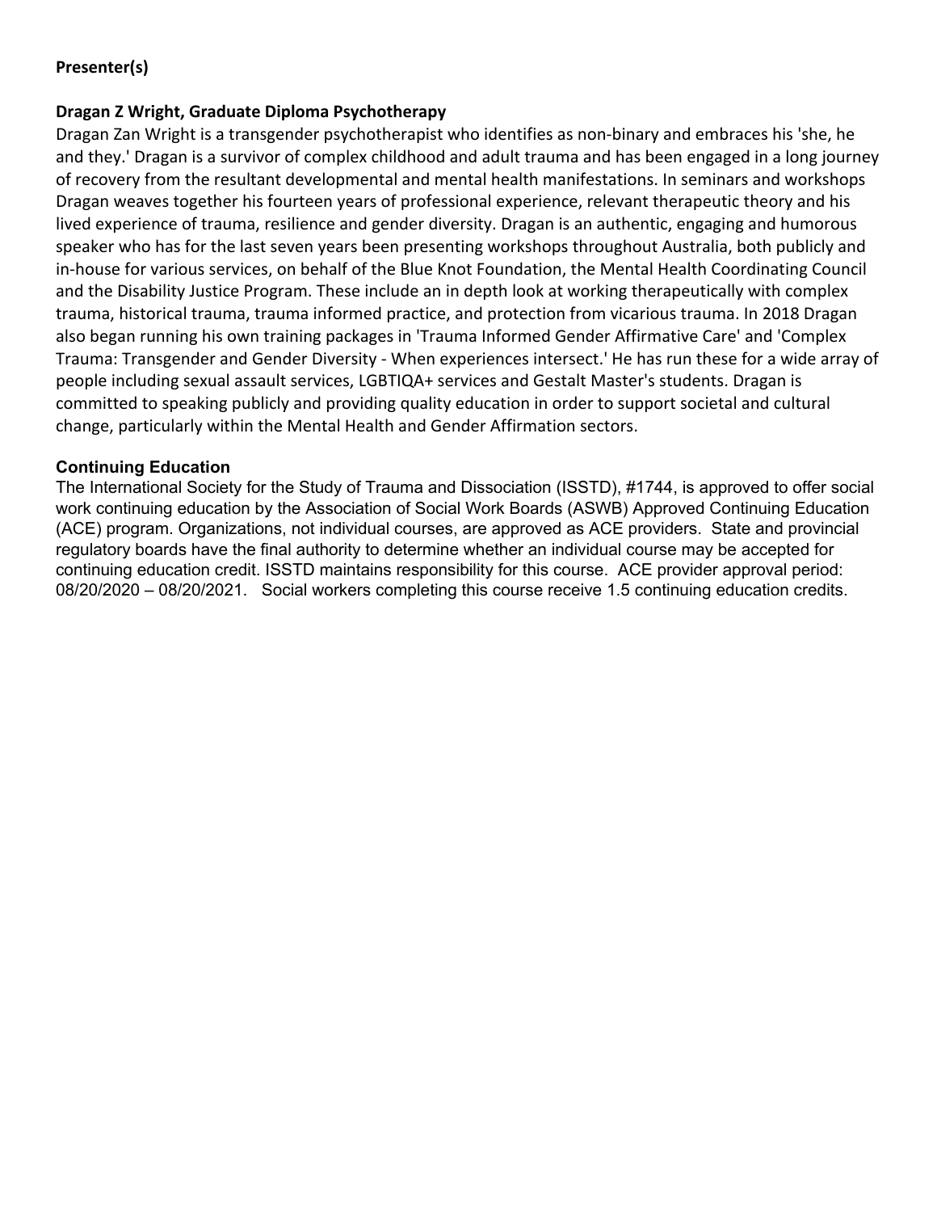**Presenter(s)**

**Dragan Z Wright, Graduate Diploma Psychotherapy**

Dragan Zan Wright is a transgender psychotherapist who identifies as non-binary and embraces his 'she, he and they.' Dragan is a survivor of complex childhood and adult trauma and has been engaged in a long journey of recovery from the resultant developmental and mental health manifestations. In seminars and workshops Dragan weaves together his fourteen years of professional experience, relevant therapeutic theory and his lived experience of trauma, resilience and gender diversity. Dragan is an authentic, engaging and humorous speaker who has for the last seven years been presenting workshops throughout Australia, both publicly and in-house for various services, on behalf of the Blue Knot Foundation, the Mental Health Coordinating Council and the Disability Justice Program. These include an in depth look at working therapeutically with complex trauma, historical trauma, trauma informed practice, and protection from vicarious trauma. In 2018 Dragan also began running his own training packages in 'Trauma Informed Gender Affirmative Care' and 'Complex Trauma: Transgender and Gender Diversity - When experiences intersect.' He has run these for a wide array of people including sexual assault services, LGBTIQA+ services and Gestalt Master's students. Dragan is committed to speaking publicly and providing quality education in order to support societal and cultural change, particularly within the Mental Health and Gender Affirmation sectors.

**Continuing Education**

The International Society for the Study of Trauma and Dissociation (ISSTD), #1744, is approved to offer social work continuing education by the Association of Social Work Boards (ASWB) Approved Continuing Education (ACE) program. Organizations, not individual courses, are approved as ACE providers. State and provincial regulatory boards have the final authority to determine whether an individual course may be accepted for continuing education credit. ISSTD maintains responsibility for this course. ACE provider approval period: 08/20/2020 – 08/20/2021. Social workers completing this course receive 1.5 continuing education credits.